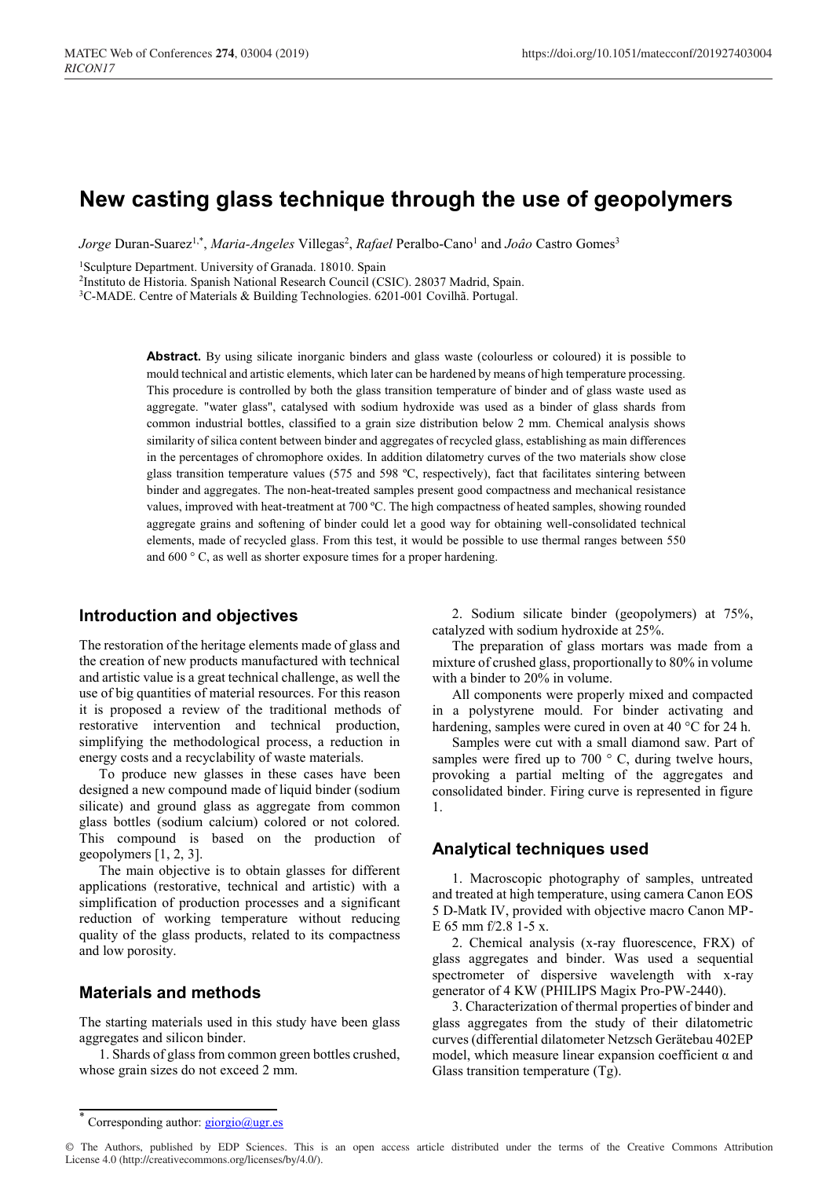# New casting glass technique through the use of geopolymers

*Jorge* Duran-Suarez[1,*], *Maria-Angeles* Villegas[2], *Rafael* Peralbo-Cano[1] and *Joâo* Castro Gomes[3]

[1]Sculpture Department. University of Granada. 18010. Spain

[2]Instituto de Historia. Spanish National Research Council (CSIC). 28037 Madrid, Spain.

[3]C-MADE. Centre of Materials & Building Technologies. 6201-001 Covilhã. Portugal.

**Abstract.** By using silicate inorganic binders and glass waste (colourless or coloured) it is possible to mould technical and artistic elements, which later can be hardened by means of high temperature processing. This procedure is controlled by both the glass transition temperature of binder and of glass waste used as aggregate. "water glass", catalysed with sodium hydroxide was used as a binder of glass shards from common industrial bottles, classified to a grain size distribution below 2 mm. Chemical analysis shows similarity of silica content between binder and aggregates of recycled glass, establishing as main differences in the percentages of chromophore oxides. In addition dilatometry curves of the two materials show close glass transition temperature values (575 and 598 ºC, respectively), fact that facilitates sintering between binder and aggregates. The non-heat-treated samples present good compactness and mechanical resistance values, improved with heat-treatment at 700 ºC. The high compactness of heated samples, showing rounded aggregate grains and softening of binder could let a good way for obtaining well-consolidated technical elements, made of recycled glass. From this test, it would be possible to use thermal ranges between 550 and 600 ° C, as well as shorter exposure times for a proper hardening.

## Introduction and objectives

The restoration of the heritage elements made of glass and the creation of new products manufactured with technical and artistic value is a great technical challenge, as well the use of big quantities of material resources. For this reason it is proposed a review of the traditional methods of restorative intervention and technical production, simplifying the methodological process, a reduction in energy costs and a recyclability of waste materials.

To produce new glasses in these cases have been designed a new compound made of liquid binder (sodium silicate) and ground glass as aggregate from common glass bottles (sodium calcium) colored or not colored. This compound is based on the production of geopolymers [1, 2, 3].

The main objective is to obtain glasses for different applications (restorative, technical and artistic) with a simplification of production processes and a significant reduction of working temperature without reducing quality of the glass products, related to its compactness and low porosity.

## Materials and methods

The starting materials used in this study have been glass aggregates and silicon binder.

1. Shards of glass from common green bottles crushed, whose grain sizes do not exceed 2 mm.

2. Sodium silicate binder (geopolymers) at 75%, catalyzed with sodium hydroxide at 25%.

The preparation of glass mortars was made from a mixture of crushed glass, proportionally to 80% in volume with a binder to 20% in volume.

All components were properly mixed and compacted in a polystyrene mould. For binder activating and hardening, samples were cured in oven at 40 °C for 24 h.

Samples were cut with a small diamond saw. Part of samples were fired up to 700 ° C, during twelve hours, provoking a partial melting of the aggregates and consolidated binder. Firing curve is represented in figure 1.

## Analytical techniques used

1. Macroscopic photography of samples, untreated and treated at high temperature, using camera Canon EOS 5 D-Matk IV, provided with objective macro Canon MP-E 65 mm f/2.8 1-5 x.

2. Chemical analysis (x-ray fluorescence, FRX) of glass aggregates and binder. Was used a sequential spectrometer of dispersive wavelength with x-ray generator of 4 KW (PHILIPS Magix Pro-PW-2440).

3. Characterization of thermal properties of binder and glass aggregates from the study of their dilatometric curves (differential dilatometer Netzsch Gerätebau 402EP model, which measure linear expansion coefficient α and Glass transition temperature (Tg).

---

* Corresponding author: giorgio@ugr.es

© The Authors, published by EDP Sciences. This is an open access article distributed under the terms of the Creative Commons Attribution License 4.0 (http://creativecommons.org/licenses/by/4.0/).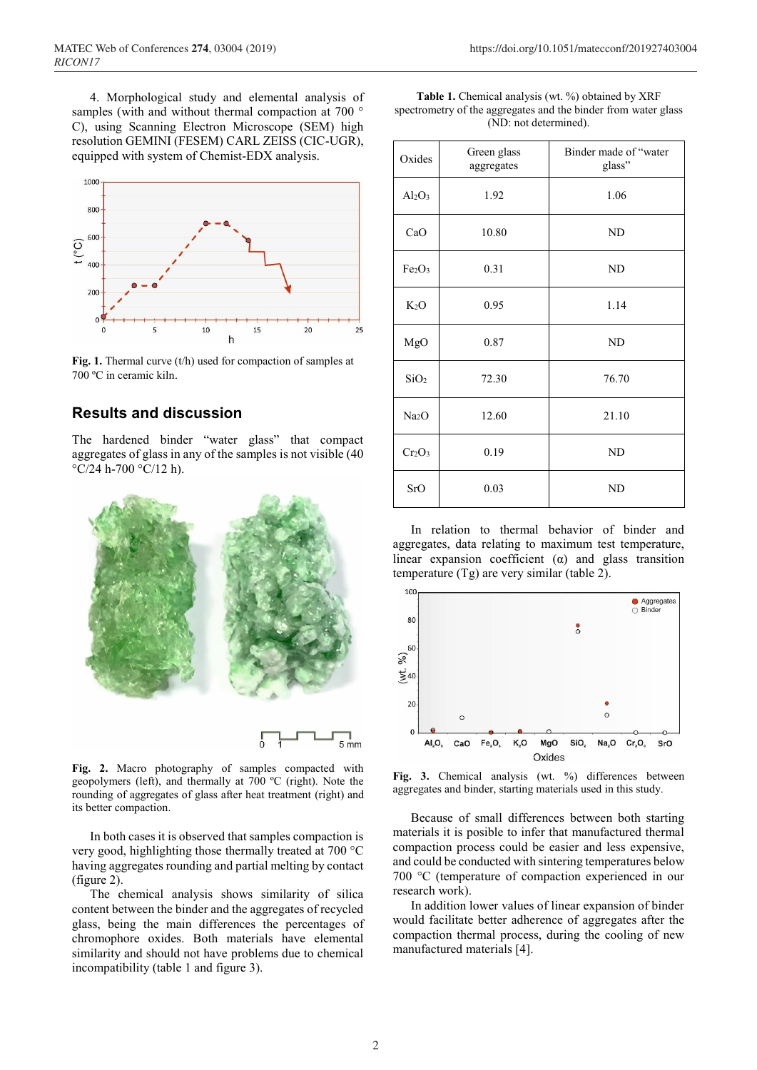4. Morphological study and elemental analysis of samples (with and without thermal compaction at 700 ° C), using Scanning Electron Microscope (SEM) high resolution GEMINI (FESEM) CARL ZEISS (CIC-UGR), equipped with system of Chemist-EDX analysis.

**Fig. 1.** Thermal curve (t/h) used for compaction of samples at 700 ºC in ceramic kiln.

## Results and discussion

The hardened binder "water glass" that compact aggregates of glass in any of the samples is not visible (40 °C/24 h-700 °C/12 h).

**Fig. 2.** Macro photography of samples compacted with geopolymers (left), and thermally at 700 ºC (right). Note the rounding of aggregates of glass after heat treatment (right) and its better compaction.

In both cases it is observed that samples compaction is very good, highlighting those thermally treated at 700 °C having aggregates rounding and partial melting by contact (figure 2).

The chemical analysis shows similarity of silica content between the binder and the aggregates of recycled glass, being the main differences the percentages of chromophore oxides. Both materials have elemental similarity and should not have problems due to chemical incompatibility (table 1 and figure 3).

**Table 1.** Chemical analysis (wt. %) obtained by XRF spectrometry of the aggregates and the binder from water glass (ND: not determined).

| Oxides | Green glass aggregates | Binder made of "water glass" |
|---|---|---|
| $Al_2O_3$ | 1.92 | 1.06 |
| CaO | 10.80 | ND |
| $Fe_2O_3$ | 0.31 | ND |
| $K_2O$ | 0.95 | 1.14 |
| MgO | 0.87 | ND |
| $SiO_2$ | 72.30 | 76.70 |
| $Na_2O$ | 12.60 | 21.10 |
| $Cr_2O_3$ | 0.19 | ND |
| SrO | 0.03 | ND |

In relation to thermal behavior of binder and aggregates, data relating to maximum test temperature, linear expansion coefficient (α) and glass transition temperature (Tg) are very similar (table 2).

**Fig. 3.** Chemical analysis (wt. %) differences between aggregates and binder, starting materials used in this study.

Because of small differences between both starting materials it is possible to infer that manufactured thermal compaction process could be easier and less expensive, and could be conducted with sintering temperatures below 700 °C (temperature of compaction experienced in our research work).

In addition lower values of linear expansion of binder would facilitate better adherence of aggregates after the compaction thermal process, during the cooling of new manufactured materials [4].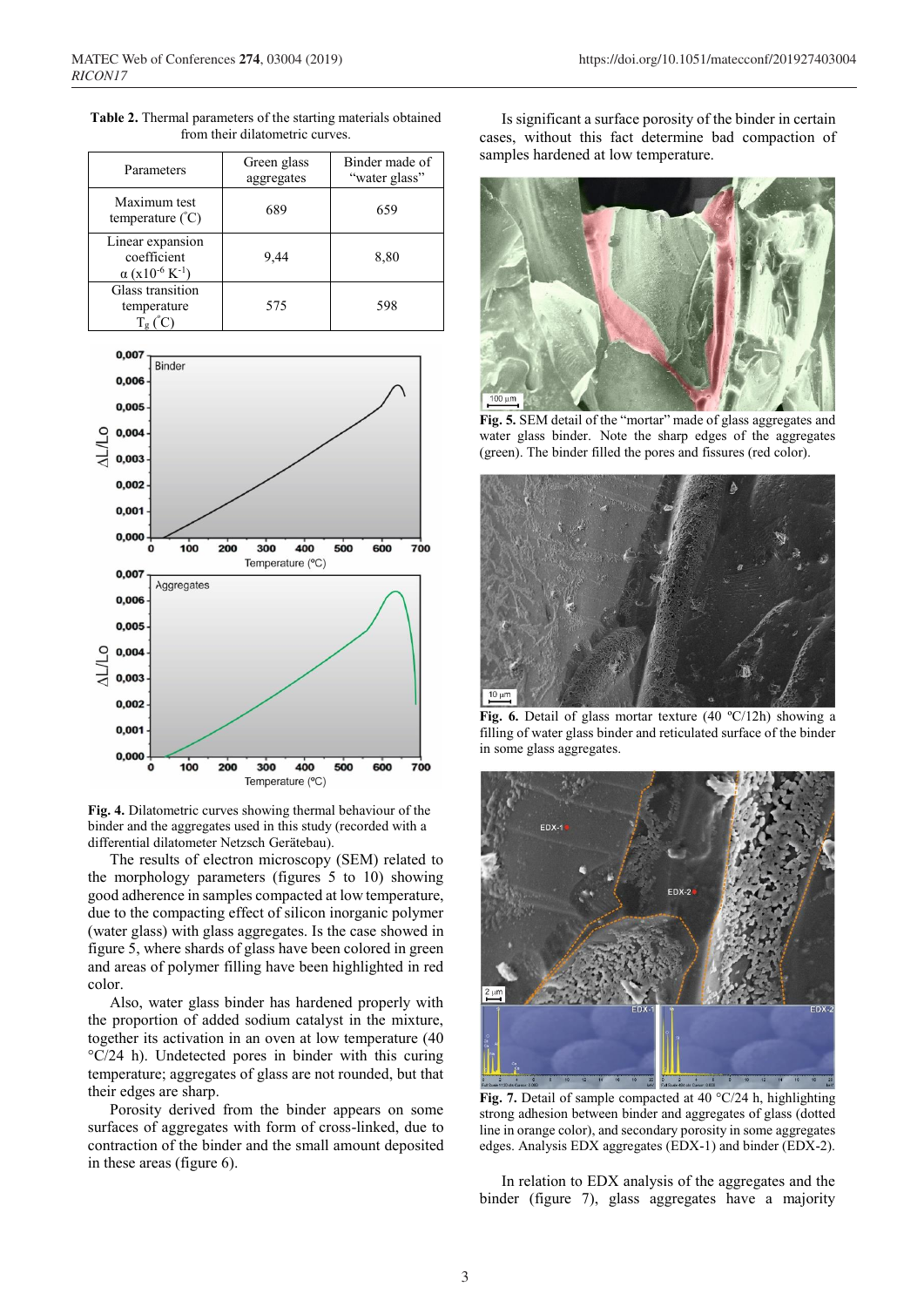**Table 2.** Thermal parameters of the starting materials obtained from their dilatometric curves.

| Parameters | Green glass aggregates | Binder made of "water glass" |
|---|---|---|
| Maximum test temperature (°C) | 689 | 659 |
| Linear expansion coefficient α (x10$^{-6}$ K$^{-1}$) | 9,44 | 8,80 |
| Glass transition temperature $T_g$ (°C) | 575 | 598 |

**Fig. 4.** Dilatometric curves showing thermal behaviour of the binder and the aggregates used in this study (recorded with a differential dilatometer Netzsch Gerätebau).

The results of electron microscopy (SEM) related to the morphology parameters (figures 5 to 10) showing good adherence in samples compacted at low temperature, due to the compacting effect of silicon inorganic polymer (water glass) with glass aggregates. Is the case showed in figure 5, where shards of glass have been colored in green and areas of polymer filling have been highlighted in red color.

Also, water glass binder has hardened properly with the proportion of added sodium catalyst in the mixture, together its activation in an oven at low temperature (40 °C/24 h). Undetected pores in binder with this curing temperature; aggregates of glass are not rounded, but that their edges are sharp.

Porosity derived from the binder appears on some surfaces of aggregates with form of cross-linked, due to contraction of the binder and the small amount deposited in these areas (figure 6).

Is significant a surface porosity of the binder in certain cases, without this fact determine bad compaction of samples hardened at low temperature.

**Fig. 5.** SEM detail of the "mortar" made of glass aggregates and water glass binder. Note the sharp edges of the aggregates (green). The binder filled the pores and fissures (red color).

**Fig. 6.** Detail of glass mortar texture (40 ºC/12h) showing a filling of water glass binder and reticulated surface of the binder in some glass aggregates.

**Fig. 7.** Detail of sample compacted at 40 °C/24 h, highlighting strong adhesion between binder and aggregates of glass (dotted line in orange color), and secondary porosity in some aggregates edges. Analysis EDX aggregates (EDX-1) and binder (EDX-2).

In relation to EDX analysis of the aggregates and the binder (figure 7), glass aggregates have a majority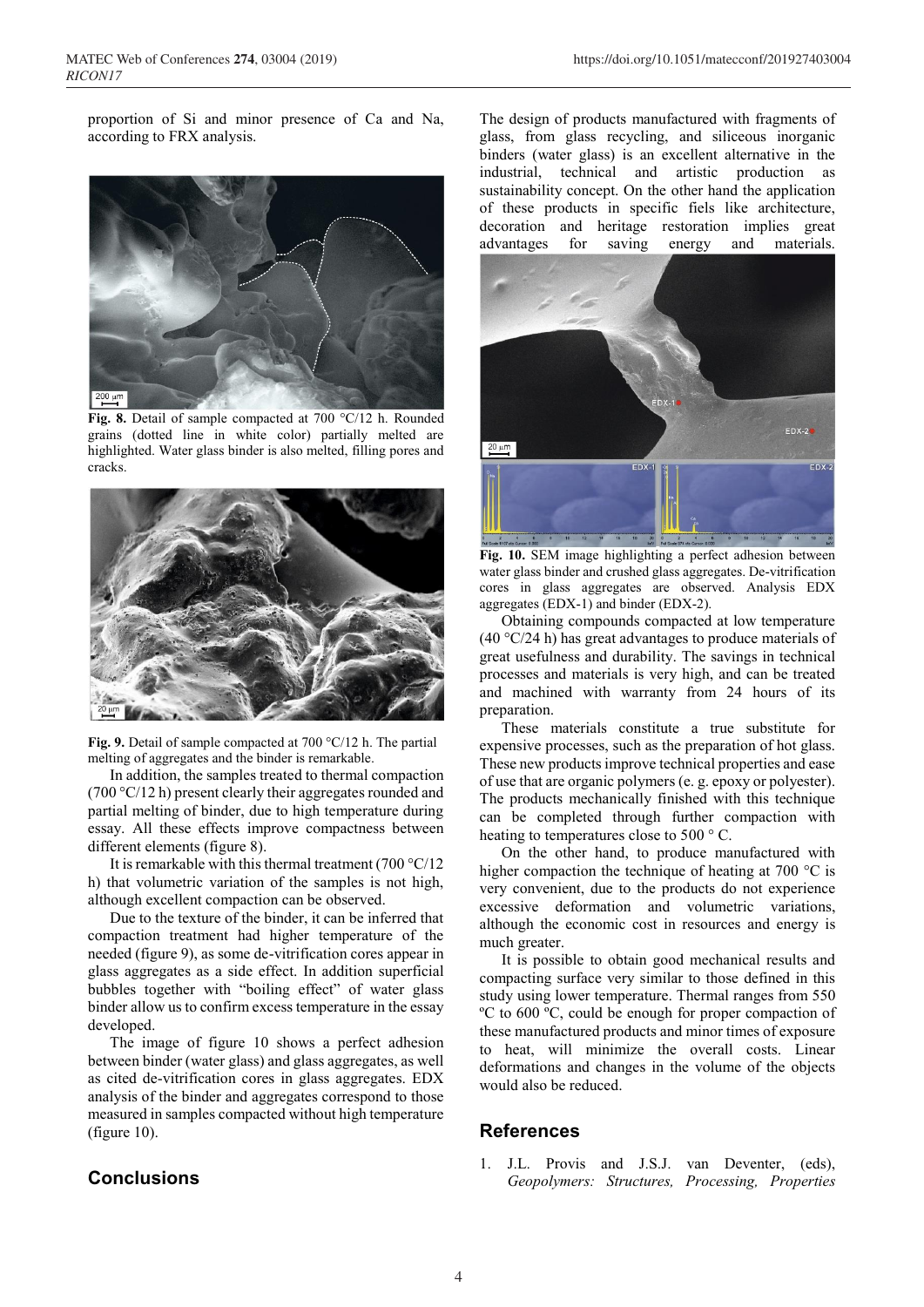proportion of Si and minor presence of Ca and Na, according to FRX analysis.

**Fig. 8.** Detail of sample compacted at 700 °C/12 h. Rounded grains (dotted line in white color) partially melted are highlighted. Water glass binder is also melted, filling pores and cracks.

**Fig. 9.** Detail of sample compacted at 700 °C/12 h. The partial melting of aggregates and the binder is remarkable.

In addition, the samples treated to thermal compaction (700 °C/12 h) present clearly their aggregates rounded and partial melting of binder, due to high temperature during essay. All these effects improve compactness between different elements (figure 8).

It is remarkable with this thermal treatment (700 °C/12 h) that volumetric variation of the samples is not high, although excellent compaction can be observed.

Due to the texture of the binder, it can be inferred that compaction treatment had higher temperature of the needed (figure 9), as some de-vitrification cores appear in glass aggregates as a side effect. In addition superficial bubbles together with "boiling effect" of water glass binder allow us to confirm excess temperature in the essay developed.

The image of figure 10 shows a perfect adhesion between binder (water glass) and glass aggregates, as well as cited de-vitrification cores in glass aggregates. EDX analysis of the binder and aggregates correspond to those measured in samples compacted without high temperature (figure 10).

## Conclusions

The design of products manufactured with fragments of glass, from glass recycling, and siliceous inorganic binders (water glass) is an excellent alternative in the industrial, technical and artistic production as sustainability concept. On the other hand the application of these products in specific fiels like architecture, decoration and heritage restoration implies great advantages for saving energy and materials.

**Fig. 10.** SEM image highlighting a perfect adhesion between water glass binder and crushed glass aggregates. De-vitrification cores in glass aggregates are observed. Analysis EDX aggregates (EDX-1) and binder (EDX-2).

Obtaining compounds compacted at low temperature (40 °C/24 h) has great advantages to produce materials of great usefulness and durability. The savings in technical processes and materials is very high, and can be treated and machined with warranty from 24 hours of its preparation.

These materials constitute a true substitute for expensive processes, such as the preparation of hot glass. These new products improve technical properties and ease of use that are organic polymers (e. g. epoxy or polyester). The products mechanically finished with this technique can be completed through further compaction with heating to temperatures close to 500 ° C.

On the other hand, to produce manufactured with higher compaction the technique of heating at 700 °C is very convenient, due to the products do not experience excessive deformation and volumetric variations, although the economic cost in resources and energy is much greater.

It is possible to obtain good mechanical results and compacting surface very similar to those defined in this study using lower temperature. Thermal ranges from 550 ºC to 600 ºC, could be enough for proper compaction of these manufactured products and minor times of exposure to heat, will minimize the overall costs. Linear deformations and changes in the volume of the objects would also be reduced.

## References

1. J.L. Provis and J.S.J. van Deventer, (eds), *Geopolymers: Structures, Processing, Properties*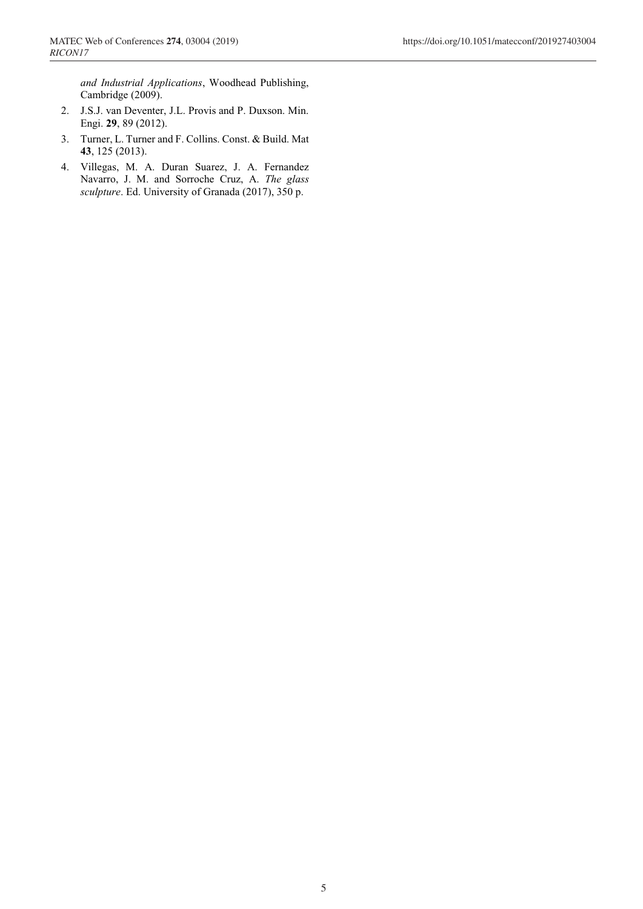*and Industrial Applications*, Woodhead Publishing, Cambridge (2009).

2. J.S.J. van Deventer, J.L. Provis and P. Duxson. Min. Engi. **29**, 89 (2012).
3. Turner, L. Turner and F. Collins. Const. & Build. Mat **43**, 125 (2013).
4. Villegas, M. A. Duran Suarez, J. A. Fernandez Navarro, J. M. and Sorroche Cruz, A. *The glass sculpture*. Ed. University of Granada (2017), 350 p.